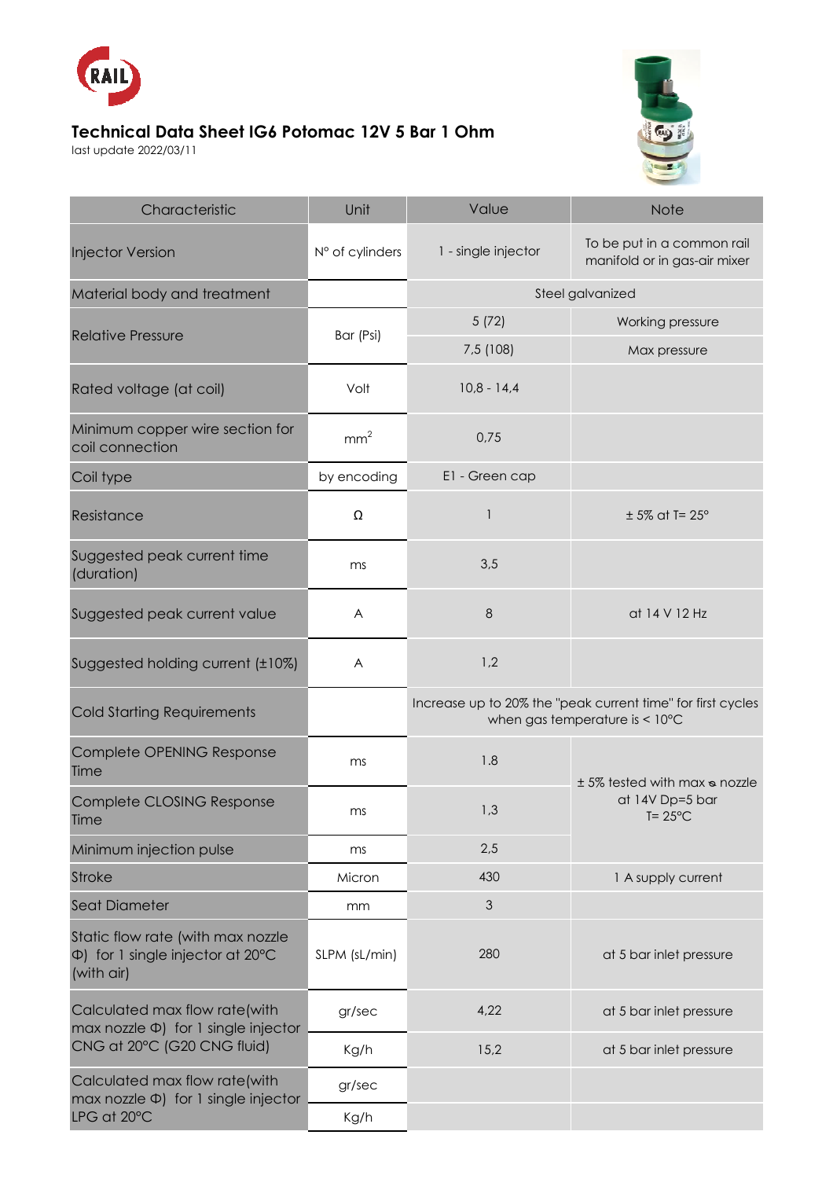# Technical Data Sheet IG6 Potomac 12V 5 Bar 1 Ohm

last update 2022/03/11

| Characteristic | Unit | Value | Note |
|---|---|---|---|
| Injector Version | N° of cylinders | 1 - single injector | To be put in a common rail manifold or in gas-air mixer |
| Material body and treatment | | Steel galvanized | |
| Relative Pressure | Bar (Psi) | 5 (72) | Working pressure |
| | | 7,5 (108) | Max pressure |
| Rated voltage (at coil) | Volt | 10,8 - 14,4 | |
| Minimum copper wire section for coil connection | $mm^2$ | 0,75 | |
| Coil type | by encoding | E1 - Green cap | |
| Resistance | Ω | 1 | ± 5% at T= 25° |
| Suggested peak current time (duration) | ms | 3,5 | |
| Suggested peak current value | A | 8 | at 14 V 12 Hz |
| Suggested holding current (±10%) | A | 1,2 | |
| Cold Starting Requirements | | Increase up to 20% the "peak current time" for first cycles when gas temperature is < 10°C | |
| Complete OPENING Response Time | ms | 1.8 | ± 5% tested with max ⌀ nozzle at 14V Dp=5 bar T= 25°C |
| Complete CLOSING Response Time | ms | 1,3 | |
| Minimum injection pulse | ms | 2,5 | |
| Stroke | Micron | 430 | 1 A supply current |
| Seat Diameter | mm | 3 | |
| Static flow rate (with max nozzle Φ) for 1 single injector at 20°C (with air) | SLPM (sL/min) | 280 | at 5 bar inlet pressure |
| Calculated max flow rate(with max nozzle Φ) for 1 single injector CNG at 20°C (G20 CNG fluid) | gr/sec | 4,22 | at 5 bar inlet pressure |
| | Kg/h | 15,2 | at 5 bar inlet pressure |
| Calculated max flow rate(with max nozzle Φ) for 1 single injector LPG at 20°C | gr/sec | | |
| | Kg/h | | |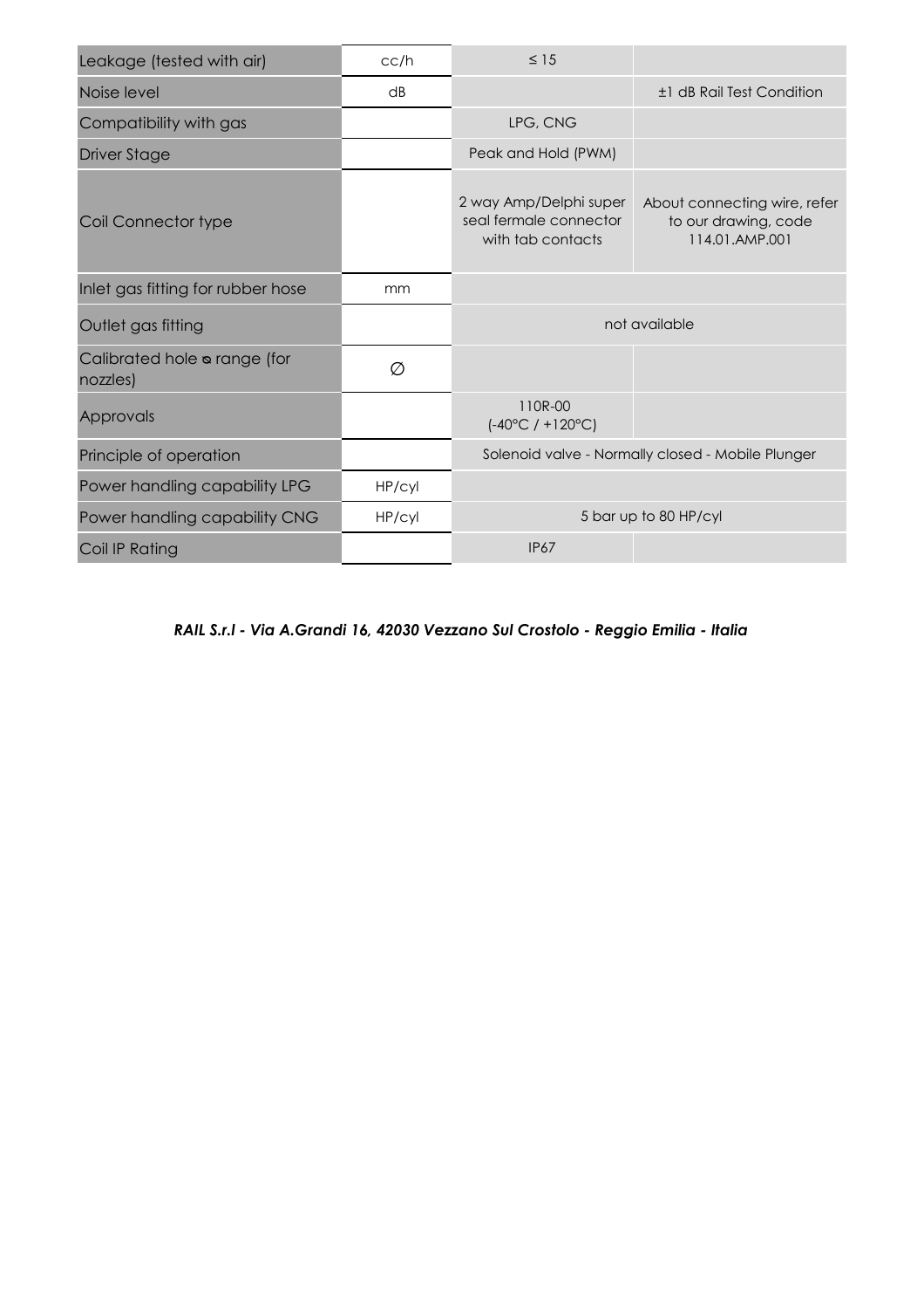| | | | |
|---|---|---|---|
| Leakage (tested with air) | cc/h | ≤ 15 | |
| Noise level | dB | | ±1 dB Rail Test Condition |
| Compatibility with gas | | LPG, CNG | |
| Driver Stage | | Peak and Hold (PWM) | |
| Coil Connector type | | 2 way Amp/Delphi super seal fermale connector with tab contacts | About connecting wire, refer to our drawing, code 114.01.AMP.001 |
| Inlet gas fitting for rubber hose | mm | | |
| Outlet gas fitting | | not available | |
| Calibrated hole ⌀ range (for nozzles) | ∅ | | |
| Approvals | | 110R-00 (-40°C / +120°C) | |
| Principle of operation | | Solenoid valve - Normally closed - Mobile Plunger | |
| Power handling capability LPG | HP/cyl | | |
| Power handling capability CNG | HP/cyl | 5 bar up to 80 HP/cyl | |
| Coil IP Rating | | IP67 | |

***RAIL S.r.l - Via A.Grandi 16, 42030 Vezzano Sul Crostolo - Reggio Emilia - Italia***